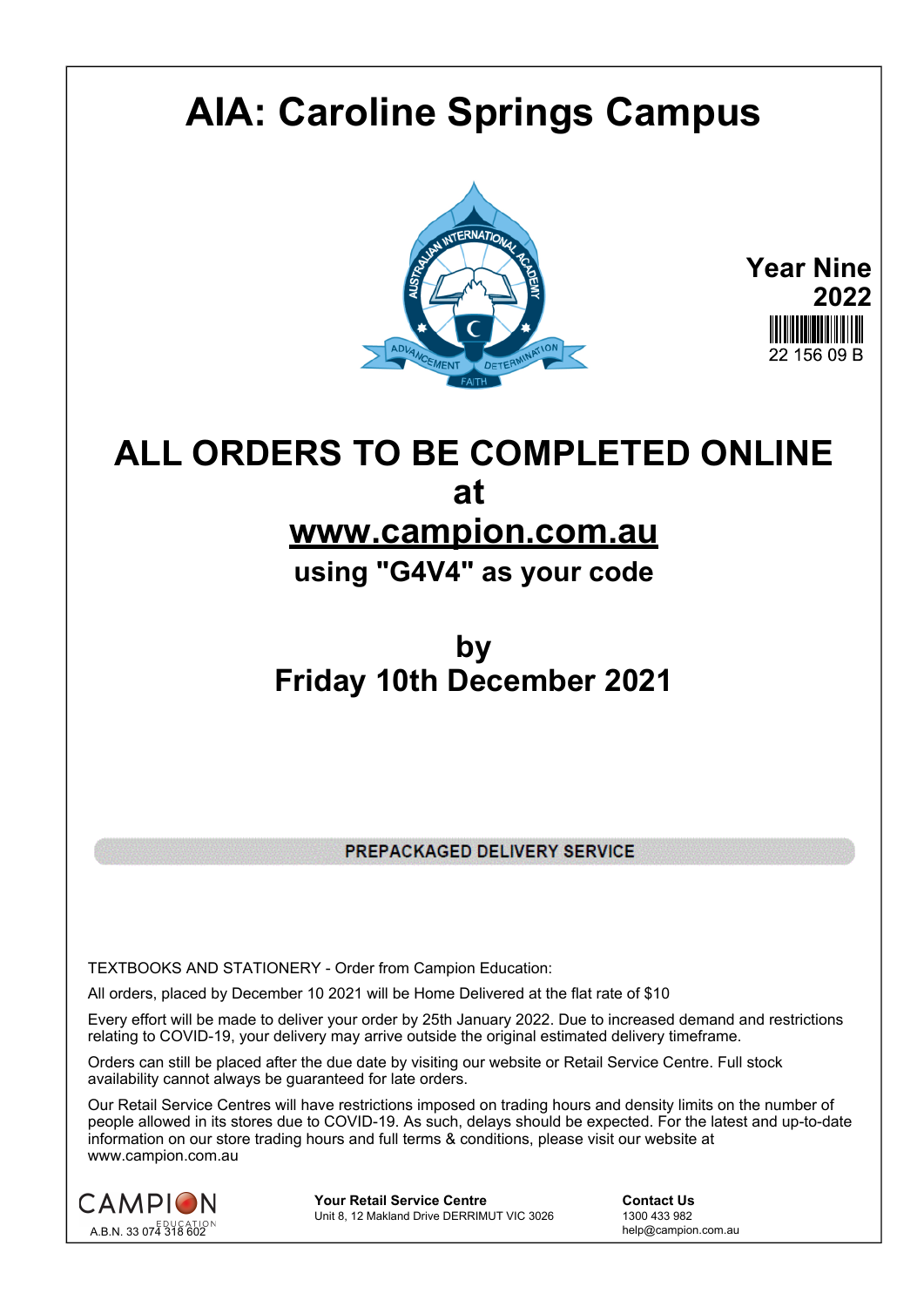# AIA: Caroline Springs Campus

**Year Nine**
**2022**
22 156 09 B

## ALL ORDERS TO BE COMPLETED ONLINE
## at
## www.campion.com.au
### using "G4V4" as your code

## by
## Friday 10th December 2021

**PREPACKAGED DELIVERY SERVICE**

TEXTBOOKS AND STATIONERY - Order from Campion Education:

All orders, placed by December 10 2021 will be Home Delivered at the flat rate of $10

Every effort will be made to deliver your order by 25th January 2022. Due to increased demand and restrictions relating to COVID-19, your delivery may arrive outside the original estimated delivery timeframe.

Orders can still be placed after the due date by visiting our website or Retail Service Centre. Full stock availability cannot always be guaranteed for late orders.

Our Retail Service Centres will have restrictions imposed on trading hours and density limits on the number of people allowed in its stores due to COVID-19. As such, delays should be expected. For the latest and up-to-date information on our store trading hours and full terms & conditions, please visit our website at www.campion.com.au

CAMPION EDUCATION
A.B.N. 33 074 318 602

**Your Retail Service Centre**
Unit 8, 12 Makland Drive DERRIMUT VIC 3026

**Contact Us**
1300 433 982
help@campion.com.au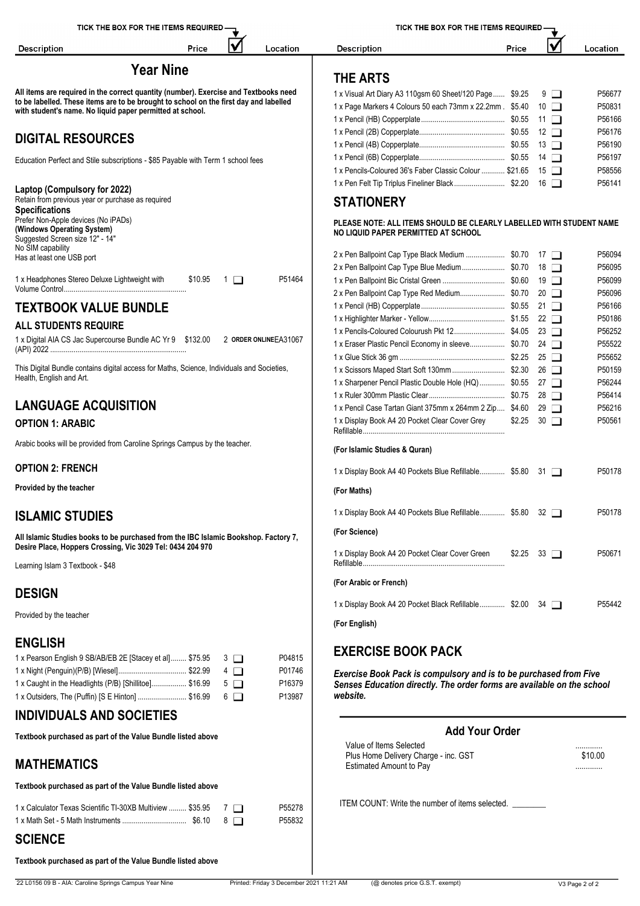TICK THE BOX FOR THE ITEMS REQUIRED

# Year Nine

**All items are required in the correct quantity (number). Exercise and Textbooks need to be labelled. These items are to be brought to school on the first day and labelled with student's name. No liquid paper permitted at school.**

## DIGITAL RESOURCES

Education Perfect and Stile subscriptions - $85 Payable with Term 1 school fees

**Laptop (Compulsory for 2022)**
Retain from previous year or purchase as required
**Specifications**
Prefer Non-Apple devices (No iPADs)
**(Windows Operating System)**
Suggested Screen size 12" - 14"
No SIM capability
Has at least one USB port

| Description | Price | ☑ | Location |
|---|---|---|---|
| 1 x Headphones Stereo Deluxe Lightweight with Volume Control | $10.95 | 1 ❑ | P51464 |

## TEXTBOOK VALUE BUNDLE

### ALL STUDENTS REQUIRE

| Description | Price | ☑ | Location |
|---|---|---|---|
| 1 x Digital AIA CS Jac Supercourse Bundle AC Yr 9 (API) 2022 | $132.00 | 2 ORDER ONLINE | EA31067 |

This Digital Bundle contains digital access for Maths, Science, Individuals and Societies, Health, English and Art.

## LANGUAGE ACQUISITION

### OPTION 1: ARABIC

Arabic books will be provided from Caroline Springs Campus by the teacher.

### OPTION 2: FRENCH

**Provided by the teacher**

## ISLAMIC STUDIES

**All Islamic Studies books to be purchased from the IBC Islamic Bookshop. Factory 7, Desire Place, Hoppers Crossing, Vic 3029 Tel: 0434 204 970**

Learning Islam 3 Textbook - $48

## DESIGN

Provided by the teacher

## ENGLISH

| Description | Price | ☑ | Location |
|---|---|---|---|
| 1 x Pearson English 9 SB/AB/EB 2E [Stacey et al] | $75.95 | 3 ❑ | P04815 |
| 1 x Night (Penguin)(P/B) [Wiesel] | $22.99 | 4 ❑ | P01746 |
| 1 x Caught in the Headlights (P/B) [Shillitoe] | $16.99 | 5 ❑ | P16379 |
| 1 x Outsiders, The (Puffin) [S E Hinton] | $16.99 | 6 ❑ | P13987 |

## INDIVIDUALS AND SOCIETIES

**Textbook purchased as part of the Value Bundle listed above**

## MATHEMATICS

**Textbook purchased as part of the Value Bundle listed above**

| Description | Price | ☑ | Location |
|---|---|---|---|
| 1 x Calculator Texas Scientific TI-30XB Multiview | $35.95 | 7 ❑ | P55278 |
| 1 x Math Set - 5 Math Instruments | $6.10 | 8 ❑ | P55832 |

## SCIENCE

**Textbook purchased as part of the Value Bundle listed above**

## THE ARTS

| Description | Price | ☑ | Location |
|---|---|---|---|
| 1 x Visual Art Diary A3 110gsm 60 Sheet/120 Page | $9.25 | 9 ❑ | P56677 |
| 1 x Page Markers 4 Colours 50 each 73mm x 22.2mm | $5.40 | 10 ❑ | P50831 |
| 1 x Pencil (HB) Copperplate | $0.55 | 11 ❑ | P56166 |
| 1 x Pencil (2B) Copperplate | $0.55 | 12 ❑ | P56176 |
| 1 x Pencil (4B) Copperplate | $0.55 | 13 ❑ | P56190 |
| 1 x Pencil (6B) Copperplate | $0.55 | 14 ❑ | P56197 |
| 1 x Pencils-Coloured 36's Faber Classic Colour | $21.65 | 15 ❑ | P58556 |
| 1 x Pen Felt Tip Triplus Fineliner Black | $2.20 | 16 ❑ | P56141 |

## STATIONERY

**PLEASE NOTE: ALL ITEMS SHOULD BE CLEARLY LABELLED WITH STUDENT NAME NO LIQUID PAPER PERMITTED AT SCHOOL**

| Description | Price | ☑ | Location |
|---|---|---|---|
| 2 x Pen Ballpoint Cap Type Black Medium | $0.70 | 17 ❑ | P56094 |
| 2 x Pen Ballpoint Cap Type Blue Medium | $0.70 | 18 ❑ | P56095 |
| 1 x Pen Ballpoint Bic Cristal Green | $0.60 | 19 ❑ | P56099 |
| 2 x Pen Ballpoint Cap Type Red Medium | $0.70 | 20 ❑ | P56096 |
| 1 x Pencil (HB) Copperplate | $0.55 | 21 ❑ | P56166 |
| 1 x Highlighter Marker - Yellow | $1.55 | 22 ❑ | P50186 |
| 1 x Pencils-Coloured Colourush Pkt 12 | $4.05 | 23 ❑ | P56252 |
| 1 x Eraser Plastic Pencil Economy in sleeve | $0.70 | 24 ❑ | P55522 |
| 1 x Glue Stick 36 gm | $2.25 | 25 ❑ | P55652 |
| 1 x Scissors Maped Start Soft 130mm | $2.30 | 26 ❑ | P50159 |
| 1 x Sharpener Pencil Plastic Double Hole (HQ) | $0.55 | 27 ❑ | P56244 |
| 1 x Ruler 300mm Plastic Clear | $0.75 | 28 ❑ | P56414 |
| 1 x Pencil Case Tartan Giant 375mm x 264mm 2 Zip | $4.60 | 29 ❑ | P56216 |
| 1 x Display Book A4 20 Pocket Clear Cover Grey Refillable | $2.25 | 30 ❑ | P50561 |

**(For Islamic Studies & Quran)**

| Description | Price | ☑ | Location |
|---|---|---|---|
| 1 x Display Book A4 40 Pockets Blue Refillable | $5.80 | 31 ❑ | P50178 |

**(For Maths)**

| Description | Price | ☑ | Location |
|---|---|---|---|
| 1 x Display Book A4 40 Pockets Blue Refillable | $5.80 | 32 ❑ | P50178 |

**(For Science)**

| Description | Price | ☑ | Location |
|---|---|---|---|
| 1 x Display Book A4 20 Pocket Clear Cover Green Refillable | $2.25 | 33 ❑ | P50671 |

**(For Arabic or French)**

| Description | Price | ☑ | Location |
|---|---|---|---|
| 1 x Display Book A4 20 Pocket Black Refillable | $2.00 | 34 ❑ | P55442 |

**(For English)**

## EXERCISE BOOK PACK

***Exercise Book Pack is compulsory and is to be purchased from Five Senses Education directly. The order forms are available on the school website.***

### Add Your Order

| | |
|---|---|
| Value of Items Selected | ............ |
| Plus Home Delivery Charge - inc. GST | $10.00 |
| Estimated Amount to Pay | ............ |

ITEM COUNT: Write the number of items selected. ________

22 L0156 09 B - AIA: Caroline Springs Campus Year Nine — Printed: Friday 3 December 2021 11:21 AM — (@ denotes price G.S.T. exempt)